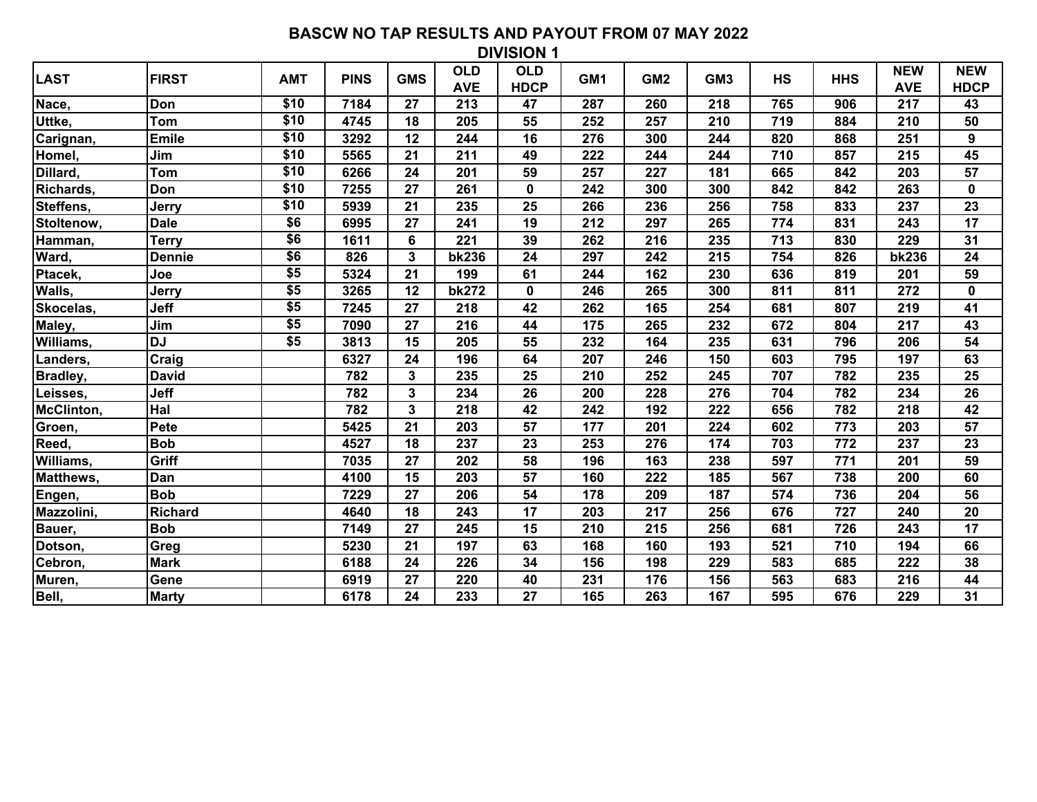# BASCW NO TAP RESULTS AND PAYOUT FROM 07 MAY 2022

## DIVISION 1

| LAST | FIRST | AMT | PINS | GMS | OLD AVE | OLD HDCP | GM1 | GM2 | GM3 | HS | HHS | NEW AVE | NEW HDCP |
|---|---|---|---|---|---|---|---|---|---|---|---|---|---|
| Nace, | Don | $10 | 7184 | 27 | 213 | 47 | 287 | 260 | 218 | 765 | 906 | 217 | 43 |
| Uttke, | Tom | $10 | 4745 | 18 | 205 | 55 | 252 | 257 | 210 | 719 | 884 | 210 | 50 |
| Carignan, | Emile | $10 | 3292 | 12 | 244 | 16 | 276 | 300 | 244 | 820 | 868 | 251 | 9 |
| Homel, | Jim | $10 | 5565 | 21 | 211 | 49 | 222 | 244 | 244 | 710 | 857 | 215 | 45 |
| Dillard, | Tom | $10 | 6266 | 24 | 201 | 59 | 257 | 227 | 181 | 665 | 842 | 203 | 57 |
| Richards, | Don | $10 | 7255 | 27 | 261 | 0 | 242 | 300 | 300 | 842 | 842 | 263 | 0 |
| Steffens, | Jerry | $10 | 5939 | 21 | 235 | 25 | 266 | 236 | 256 | 758 | 833 | 237 | 23 |
| Stoltenow, | Dale | $6 | 6995 | 27 | 241 | 19 | 212 | 297 | 265 | 774 | 831 | 243 | 17 |
| Hamman, | Terry | $6 | 1611 | 6 | 221 | 39 | 262 | 216 | 235 | 713 | 830 | 229 | 31 |
| Ward, | Dennie | $6 | 826 | 3 | bk236 | 24 | 297 | 242 | 215 | 754 | 826 | bk236 | 24 |
| Ptacek, | Joe | $5 | 5324 | 21 | 199 | 61 | 244 | 162 | 230 | 636 | 819 | 201 | 59 |
| Walls, | Jerry | $5 | 3265 | 12 | bk272 | 0 | 246 | 265 | 300 | 811 | 811 | 272 | 0 |
| Skocelas, | Jeff | $5 | 7245 | 27 | 218 | 42 | 262 | 165 | 254 | 681 | 807 | 219 | 41 |
| Maley, | Jim | $5 | 7090 | 27 | 216 | 44 | 175 | 265 | 232 | 672 | 804 | 217 | 43 |
| Williams, | DJ | $5 | 3813 | 15 | 205 | 55 | 232 | 164 | 235 | 631 | 796 | 206 | 54 |
| Landers, | Craig | | 6327 | 24 | 196 | 64 | 207 | 246 | 150 | 603 | 795 | 197 | 63 |
| Bradley, | David | | 782 | 3 | 235 | 25 | 210 | 252 | 245 | 707 | 782 | 235 | 25 |
| Leisses, | Jeff | | 782 | 3 | 234 | 26 | 200 | 228 | 276 | 704 | 782 | 234 | 26 |
| McClinton, | Hal | | 782 | 3 | 218 | 42 | 242 | 192 | 222 | 656 | 782 | 218 | 42 |
| Groen, | Pete | | 5425 | 21 | 203 | 57 | 177 | 201 | 224 | 602 | 773 | 203 | 57 |
| Reed, | Bob | | 4527 | 18 | 237 | 23 | 253 | 276 | 174 | 703 | 772 | 237 | 23 |
| Williams, | Griff | | 7035 | 27 | 202 | 58 | 196 | 163 | 238 | 597 | 771 | 201 | 59 |
| Matthews, | Dan | | 4100 | 15 | 203 | 57 | 160 | 222 | 185 | 567 | 738 | 200 | 60 |
| Engen, | Bob | | 7229 | 27 | 206 | 54 | 178 | 209 | 187 | 574 | 736 | 204 | 56 |
| Mazzolini, | Richard | | 4640 | 18 | 243 | 17 | 203 | 217 | 256 | 676 | 727 | 240 | 20 |
| Bauer, | Bob | | 7149 | 27 | 245 | 15 | 210 | 215 | 256 | 681 | 726 | 243 | 17 |
| Dotson, | Greg | | 5230 | 21 | 197 | 63 | 168 | 160 | 193 | 521 | 710 | 194 | 66 |
| Cebron, | Mark | | 6188 | 24 | 226 | 34 | 156 | 198 | 229 | 583 | 685 | 222 | 38 |
| Muren, | Gene | | 6919 | 27 | 220 | 40 | 231 | 176 | 156 | 563 | 683 | 216 | 44 |
| Bell, | Marty | | 6178 | 24 | 233 | 27 | 165 | 263 | 167 | 595 | 676 | 229 | 31 |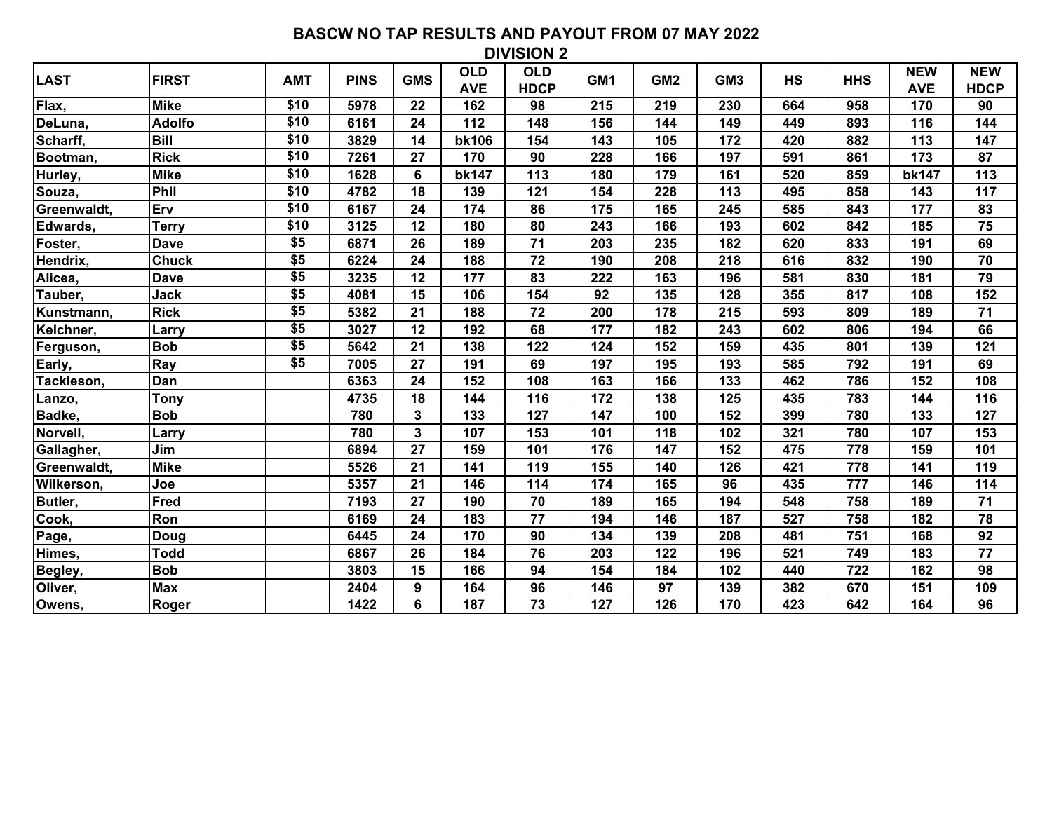## BASCW NO TAP RESULTS AND PAYOUT FROM 07 MAY 2022

### DIVISION 2

| LAST | FIRST | AMT | PINS | GMS | OLD AVE | OLD HDCP | GM1 | GM2 | GM3 | HS | HHS | NEW AVE | NEW HDCP |
|---|---|---|---|---|---|---|---|---|---|---|---|---|---|
| Flax, | Mike | $10 | 5978 | 22 | 162 | 98 | 215 | 219 | 230 | 664 | 958 | 170 | 90 |
| DeLuna, | Adolfo | $10 | 6161 | 24 | 112 | 148 | 156 | 144 | 149 | 449 | 893 | 116 | 144 |
| Scharff, | Bill | $10 | 3829 | 14 | bk106 | 154 | 143 | 105 | 172 | 420 | 882 | 113 | 147 |
| Bootman, | Rick | $10 | 7261 | 27 | 170 | 90 | 228 | 166 | 197 | 591 | 861 | 173 | 87 |
| Hurley, | Mike | $10 | 1628 | 6 | bk147 | 113 | 180 | 179 | 161 | 520 | 859 | bk147 | 113 |
| Souza, | Phil | $10 | 4782 | 18 | 139 | 121 | 154 | 228 | 113 | 495 | 858 | 143 | 117 |
| Greenwaldt, | Erv | $10 | 6167 | 24 | 174 | 86 | 175 | 165 | 245 | 585 | 843 | 177 | 83 |
| Edwards, | Terry | $10 | 3125 | 12 | 180 | 80 | 243 | 166 | 193 | 602 | 842 | 185 | 75 |
| Foster, | Dave | $5 | 6871 | 26 | 189 | 71 | 203 | 235 | 182 | 620 | 833 | 191 | 69 |
| Hendrix, | Chuck | $5 | 6224 | 24 | 188 | 72 | 190 | 208 | 218 | 616 | 832 | 190 | 70 |
| Alicea, | Dave | $5 | 3235 | 12 | 177 | 83 | 222 | 163 | 196 | 581 | 830 | 181 | 79 |
| Tauber, | Jack | $5 | 4081 | 15 | 106 | 154 | 92 | 135 | 128 | 355 | 817 | 108 | 152 |
| Kunstmann, | Rick | $5 | 5382 | 21 | 188 | 72 | 200 | 178 | 215 | 593 | 809 | 189 | 71 |
| Kelchner, | Larry | $5 | 3027 | 12 | 192 | 68 | 177 | 182 | 243 | 602 | 806 | 194 | 66 |
| Ferguson, | Bob | $5 | 5642 | 21 | 138 | 122 | 124 | 152 | 159 | 435 | 801 | 139 | 121 |
| Early, | Ray | $5 | 7005 | 27 | 191 | 69 | 197 | 195 | 193 | 585 | 792 | 191 | 69 |
| Tackleson, | Dan | | 6363 | 24 | 152 | 108 | 163 | 166 | 133 | 462 | 786 | 152 | 108 |
| Lanzo, | Tony | | 4735 | 18 | 144 | 116 | 172 | 138 | 125 | 435 | 783 | 144 | 116 |
| Badke, | Bob | | 780 | 3 | 133 | 127 | 147 | 100 | 152 | 399 | 780 | 133 | 127 |
| Norvell, | Larry | | 780 | 3 | 107 | 153 | 101 | 118 | 102 | 321 | 780 | 107 | 153 |
| Gallagher, | Jim | | 6894 | 27 | 159 | 101 | 176 | 147 | 152 | 475 | 778 | 159 | 101 |
| Greenwaldt, | Mike | | 5526 | 21 | 141 | 119 | 155 | 140 | 126 | 421 | 778 | 141 | 119 |
| Wilkerson, | Joe | | 5357 | 21 | 146 | 114 | 174 | 165 | 96 | 435 | 777 | 146 | 114 |
| Butler, | Fred | | 7193 | 27 | 190 | 70 | 189 | 165 | 194 | 548 | 758 | 189 | 71 |
| Cook, | Ron | | 6169 | 24 | 183 | 77 | 194 | 146 | 187 | 527 | 758 | 182 | 78 |
| Page, | Doug | | 6445 | 24 | 170 | 90 | 134 | 139 | 208 | 481 | 751 | 168 | 92 |
| Himes, | Todd | | 6867 | 26 | 184 | 76 | 203 | 122 | 196 | 521 | 749 | 183 | 77 |
| Begley, | Bob | | 3803 | 15 | 166 | 94 | 154 | 184 | 102 | 440 | 722 | 162 | 98 |
| Oliver, | Max | | 2404 | 9 | 164 | 96 | 146 | 97 | 139 | 382 | 670 | 151 | 109 |
| Owens, | Roger | | 1422 | 6 | 187 | 73 | 127 | 126 | 170 | 423 | 642 | 164 | 96 |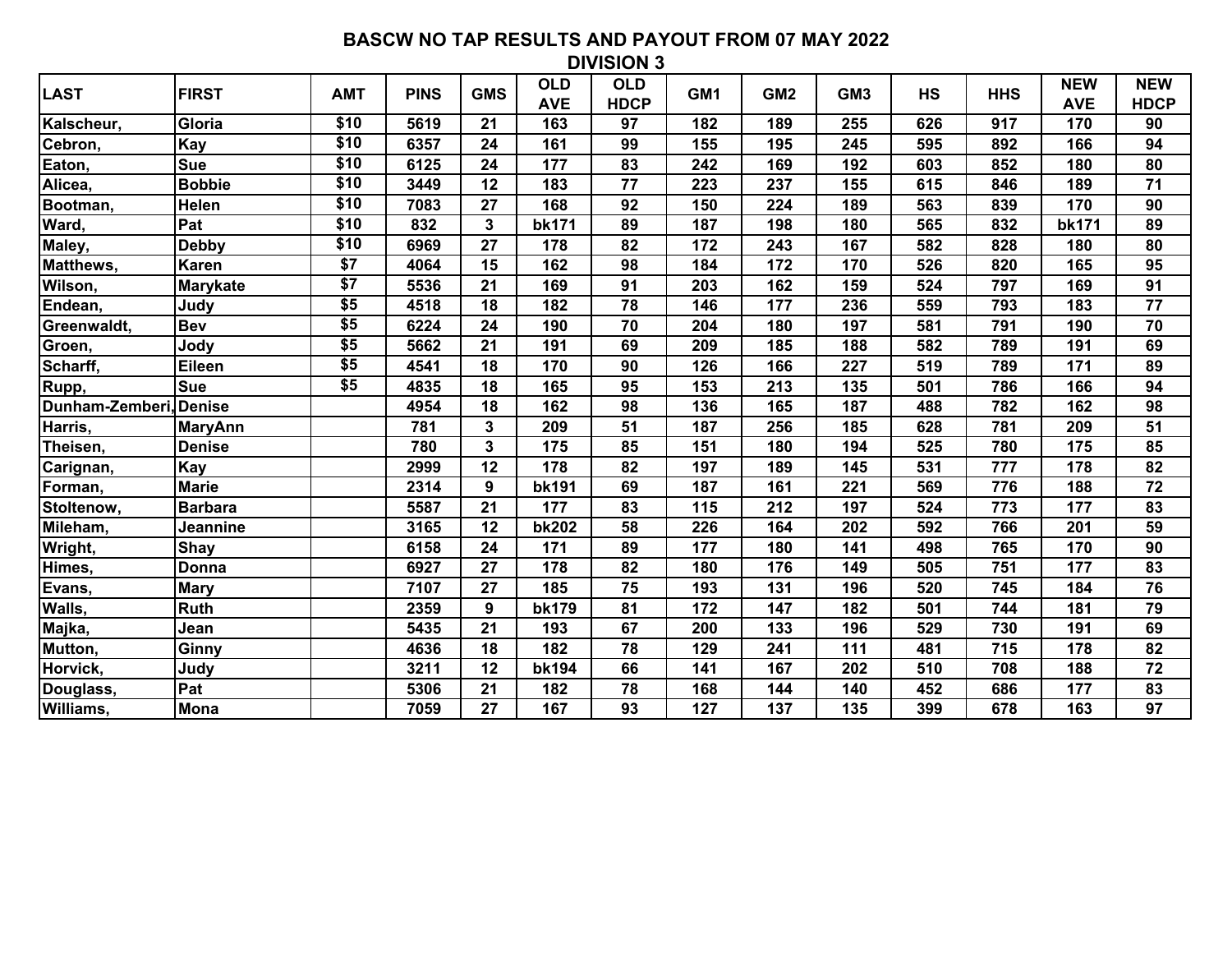# BASCW NO TAP RESULTS AND PAYOUT FROM 07 MAY 2022

## DIVISION 3

| LAST | FIRST | AMT | PINS | GMS | OLD AVE | OLD HDCP | GM1 | GM2 | GM3 | HS | HHS | NEW AVE | NEW HDCP |
|---|---|---|---|---|---|---|---|---|---|---|---|---|---|
| Kalscheur, | Gloria | $10 | 5619 | 21 | 163 | 97 | 182 | 189 | 255 | 626 | 917 | 170 | 90 |
| Cebron, | Kay | $10 | 6357 | 24 | 161 | 99 | 155 | 195 | 245 | 595 | 892 | 166 | 94 |
| Eaton, | Sue | $10 | 6125 | 24 | 177 | 83 | 242 | 169 | 192 | 603 | 852 | 180 | 80 |
| Alicea, | Bobbie | $10 | 3449 | 12 | 183 | 77 | 223 | 237 | 155 | 615 | 846 | 189 | 71 |
| Bootman, | Helen | $10 | 7083 | 27 | 168 | 92 | 150 | 224 | 189 | 563 | 839 | 170 | 90 |
| Ward, | Pat | $10 | 832 | 3 | bk171 | 89 | 187 | 198 | 180 | 565 | 832 | bk171 | 89 |
| Maley, | Debby | $10 | 6969 | 27 | 178 | 82 | 172 | 243 | 167 | 582 | 828 | 180 | 80 |
| Matthews, | Karen | $7 | 4064 | 15 | 162 | 98 | 184 | 172 | 170 | 526 | 820 | 165 | 95 |
| Wilson, | Marykate | $7 | 5536 | 21 | 169 | 91 | 203 | 162 | 159 | 524 | 797 | 169 | 91 |
| Endean, | Judy | $5 | 4518 | 18 | 182 | 78 | 146 | 177 | 236 | 559 | 793 | 183 | 77 |
| Greenwaldt, | Bev | $5 | 6224 | 24 | 190 | 70 | 204 | 180 | 197 | 581 | 791 | 190 | 70 |
| Groen, | Jody | $5 | 5662 | 21 | 191 | 69 | 209 | 185 | 188 | 582 | 789 | 191 | 69 |
| Scharff, | Eileen | $5 | 4541 | 18 | 170 | 90 | 126 | 166 | 227 | 519 | 789 | 171 | 89 |
| Rupp, | Sue | $5 | 4835 | 18 | 165 | 95 | 153 | 213 | 135 | 501 | 786 | 166 | 94 |
| Dunham-Zemberi, | Denise | | 4954 | 18 | 162 | 98 | 136 | 165 | 187 | 488 | 782 | 162 | 98 |
| Harris, | MaryAnn | | 781 | 3 | 209 | 51 | 187 | 256 | 185 | 628 | 781 | 209 | 51 |
| Theisen, | Denise | | 780 | 3 | 175 | 85 | 151 | 180 | 194 | 525 | 780 | 175 | 85 |
| Carignan, | Kay | | 2999 | 12 | 178 | 82 | 197 | 189 | 145 | 531 | 777 | 178 | 82 |
| Forman, | Marie | | 2314 | 9 | bk191 | 69 | 187 | 161 | 221 | 569 | 776 | 188 | 72 |
| Stoltenow, | Barbara | | 5587 | 21 | 177 | 83 | 115 | 212 | 197 | 524 | 773 | 177 | 83 |
| Mileham, | Jeannine | | 3165 | 12 | bk202 | 58 | 226 | 164 | 202 | 592 | 766 | 201 | 59 |
| Wright, | Shay | | 6158 | 24 | 171 | 89 | 177 | 180 | 141 | 498 | 765 | 170 | 90 |
| Himes, | Donna | | 6927 | 27 | 178 | 82 | 180 | 176 | 149 | 505 | 751 | 177 | 83 |
| Evans, | Mary | | 7107 | 27 | 185 | 75 | 193 | 131 | 196 | 520 | 745 | 184 | 76 |
| Walls, | Ruth | | 2359 | 9 | bk179 | 81 | 172 | 147 | 182 | 501 | 744 | 181 | 79 |
| Majka, | Jean | | 5435 | 21 | 193 | 67 | 200 | 133 | 196 | 529 | 730 | 191 | 69 |
| Mutton, | Ginny | | 4636 | 18 | 182 | 78 | 129 | 241 | 111 | 481 | 715 | 178 | 82 |
| Horvick, | Judy | | 3211 | 12 | bk194 | 66 | 141 | 167 | 202 | 510 | 708 | 188 | 72 |
| Douglass, | Pat | | 5306 | 21 | 182 | 78 | 168 | 144 | 140 | 452 | 686 | 177 | 83 |
| Williams, | Mona | | 7059 | 27 | 167 | 93 | 127 | 137 | 135 | 399 | 678 | 163 | 97 |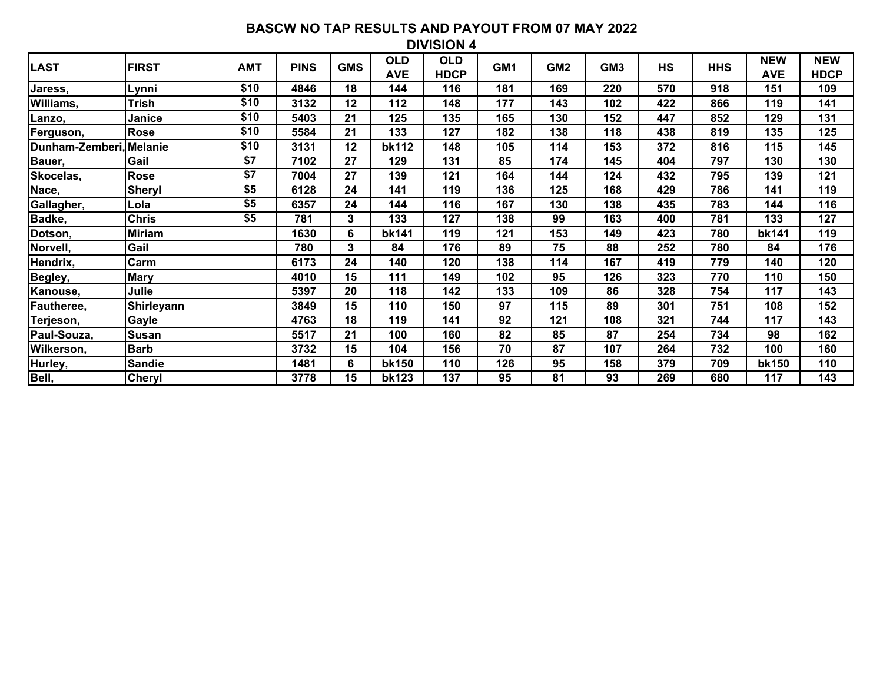## BASCW NO TAP RESULTS AND PAYOUT FROM 07 MAY 2022

### DIVISION 4

| LAST | FIRST | AMT | PINS | GMS | OLD AVE | OLD HDCP | GM1 | GM2 | GM3 | HS | HHS | NEW AVE | NEW HDCP |
|---|---|---|---|---|---|---|---|---|---|---|---|---|---|
| Jaress, | Lynni | $10 | 4846 | 18 | 144 | 116 | 181 | 169 | 220 | 570 | 918 | 151 | 109 |
| Williams, | Trish | $10 | 3132 | 12 | 112 | 148 | 177 | 143 | 102 | 422 | 866 | 119 | 141 |
| Lanzo, | Janice | $10 | 5403 | 21 | 125 | 135 | 165 | 130 | 152 | 447 | 852 | 129 | 131 |
| Ferguson, | Rose | $10 | 5584 | 21 | 133 | 127 | 182 | 138 | 118 | 438 | 819 | 135 | 125 |
| Dunham-Zemberi, | Melanie | $10 | 3131 | 12 | bk112 | 148 | 105 | 114 | 153 | 372 | 816 | 115 | 145 |
| Bauer, | Gail | $7 | 7102 | 27 | 129 | 131 | 85 | 174 | 145 | 404 | 797 | 130 | 130 |
| Skocelas, | Rose | $7 | 7004 | 27 | 139 | 121 | 164 | 144 | 124 | 432 | 795 | 139 | 121 |
| Nace, | Sheryl | $5 | 6128 | 24 | 141 | 119 | 136 | 125 | 168 | 429 | 786 | 141 | 119 |
| Gallagher, | Lola | $5 | 6357 | 24 | 144 | 116 | 167 | 130 | 138 | 435 | 783 | 144 | 116 |
| Badke, | Chris | $5 | 781 | 3 | 133 | 127 | 138 | 99 | 163 | 400 | 781 | 133 | 127 |
| Dotson, | Miriam | | 1630 | 6 | bk141 | 119 | 121 | 153 | 149 | 423 | 780 | bk141 | 119 |
| Norvell, | Gail | | 780 | 3 | 84 | 176 | 89 | 75 | 88 | 252 | 780 | 84 | 176 |
| Hendrix, | Carm | | 6173 | 24 | 140 | 120 | 138 | 114 | 167 | 419 | 779 | 140 | 120 |
| Begley, | Mary | | 4010 | 15 | 111 | 149 | 102 | 95 | 126 | 323 | 770 | 110 | 150 |
| Kanouse, | Julie | | 5397 | 20 | 118 | 142 | 133 | 109 | 86 | 328 | 754 | 117 | 143 |
| Fautheree, | Shirleyann | | 3849 | 15 | 110 | 150 | 97 | 115 | 89 | 301 | 751 | 108 | 152 |
| Terjeson, | Gayle | | 4763 | 18 | 119 | 141 | 92 | 121 | 108 | 321 | 744 | 117 | 143 |
| Paul-Souza, | Susan | | 5517 | 21 | 100 | 160 | 82 | 85 | 87 | 254 | 734 | 98 | 162 |
| Wilkerson, | Barb | | 3732 | 15 | 104 | 156 | 70 | 87 | 107 | 264 | 732 | 100 | 160 |
| Hurley, | Sandie | | 1481 | 6 | bk150 | 110 | 126 | 95 | 158 | 379 | 709 | bk150 | 110 |
| Bell, | Cheryl | | 3778 | 15 | bk123 | 137 | 95 | 81 | 93 | 269 | 680 | 117 | 143 |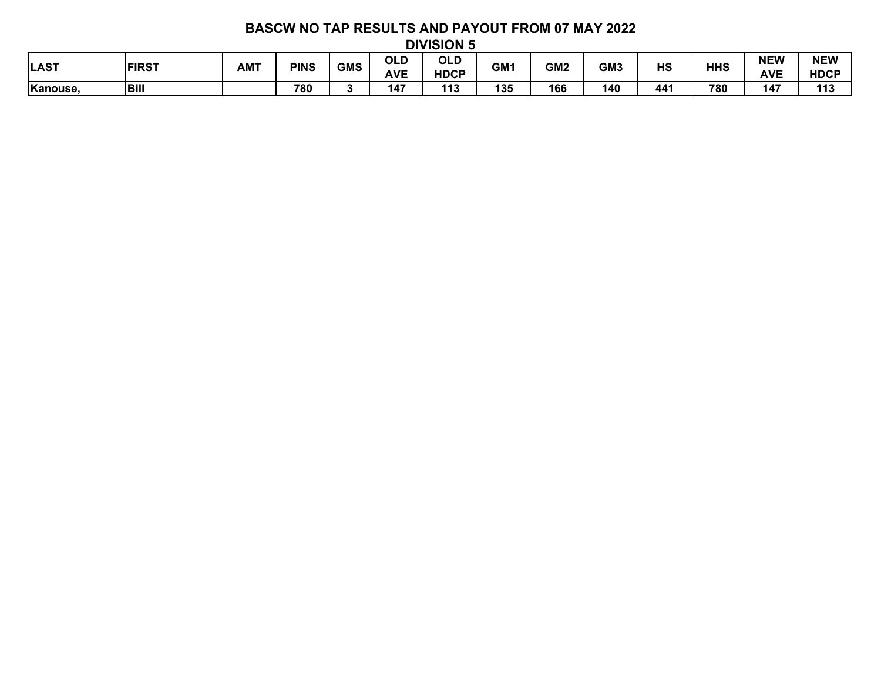# BASCW NO TAP RESULTS AND PAYOUT FROM 07 MAY 2022

## DIVISION 5

| LAST | FIRST | AMT | PINS | GMS | OLD AVE | OLD HDCP | GM1 | GM2 | GM3 | HS | HHS | NEW AVE | NEW HDCP |
|---|---|---|---|---|---|---|---|---|---|---|---|---|---|
| Kanouse, | Bill | | 780 | 3 | 147 | 113 | 135 | 166 | 140 | 441 | 780 | 147 | 113 |